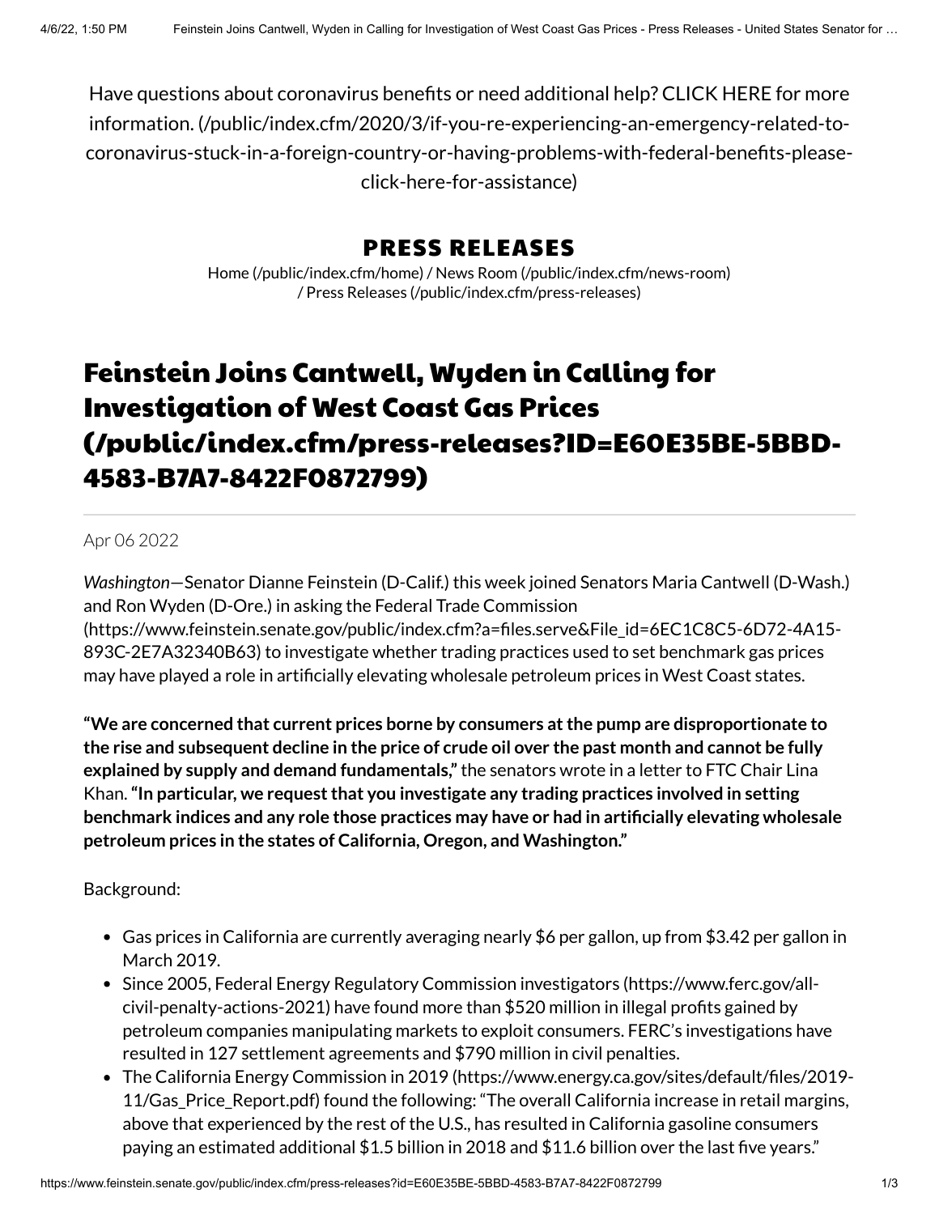Have questions about coronavirus benefits or need additional help? CLICK HERE for more information. (/public/index.cfm/2020/3/if-you-re-experiencing-an-emergency-related-to-coronavirus-stuck-in-a-foreign-country-or-having-problems-with-federal-benefits-please-click-here-for-assistance)

## PRESS RELEASES

Home (/public/index.cfm/home) / News Room (/public/index.cfm/news-room) / Press Releases (/public/index.cfm/press-releases)

# Feinstein Joins Cantwell, Wyden in Calling for Investigation of West Coast Gas Prices (/public/index.cfm/press-releases?ID=E60E35BE-5BBD-4583-B7A7-8422F0872799)

Apr 06 2022

*Washington*—Senator Dianne Feinstein (D-Calif.) this week joined Senators Maria Cantwell (D-Wash.) and Ron Wyden (D-Ore.) in asking the Federal Trade Commission (https://www.feinstein.senate.gov/public/index.cfm?a=files.serve&File_id=6EC1C8C5-6D72-4A15-893C-2E7A32340B63) to investigate whether trading practices used to set benchmark gas prices may have played a role in artificially elevating wholesale petroleum prices in West Coast states.

**"We are concerned that current prices borne by consumers at the pump are disproportionate to the rise and subsequent decline in the price of crude oil over the past month and cannot be fully explained by supply and demand fundamentals,"** the senators wrote in a letter to FTC Chair Lina Khan. **"In particular, we request that you investigate any trading practices involved in setting benchmark indices and any role those practices may have or had in artificially elevating wholesale petroleum prices in the states of California, Oregon, and Washington."**

Background:

- Gas prices in California are currently averaging nearly $6 per gallon, up from $3.42 per gallon in March 2019.
- Since 2005, Federal Energy Regulatory Commission investigators (https://www.ferc.gov/all-civil-penalty-actions-2021) have found more than $520 million in illegal profits gained by petroleum companies manipulating markets to exploit consumers. FERC's investigations have resulted in 127 settlement agreements and $790 million in civil penalties.
- The California Energy Commission in 2019 (https://www.energy.ca.gov/sites/default/files/2019-11/Gas_Price_Report.pdf) found the following: "The overall California increase in retail margins, above that experienced by the rest of the U.S., has resulted in California gasoline consumers paying an estimated additional $1.5 billion in 2018 and $11.6 billion over the last five years."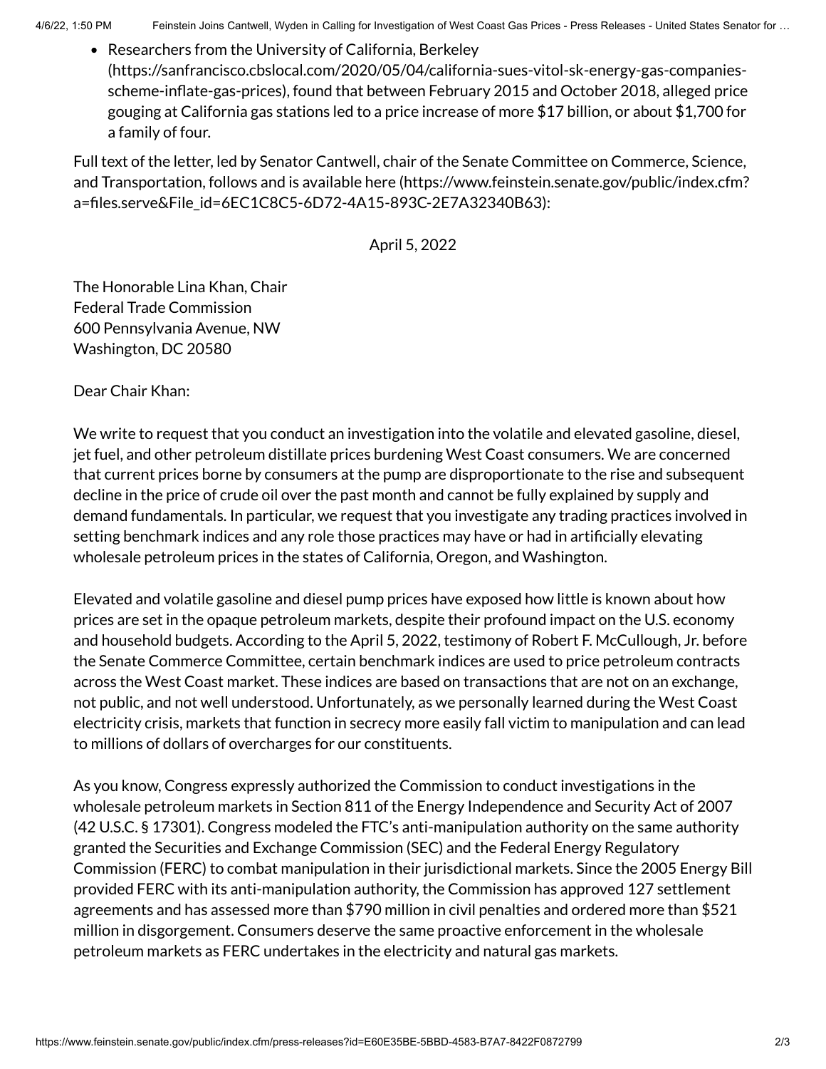- Researchers from the University of California, Berkeley (https://sanfrancisco.cbslocal.com/2020/05/04/california-sues-vitol-sk-energy-gas-companies-scheme-inflate-gas-prices), found that between February 2015 and October 2018, alleged price gouging at California gas stations led to a price increase of more $17 billion, or about $1,700 for a family of four.

Full text of the letter, led by Senator Cantwell, chair of the Senate Committee on Commerce, Science, and Transportation, follows and is available here (https://www.feinstein.senate.gov/public/index.cfm?a=files.serve&File_id=6EC1C8C5-6D72-4A15-893C-2E7A32340B63):

April 5, 2022

The Honorable Lina Khan, Chair
Federal Trade Commission
600 Pennsylvania Avenue, NW
Washington, DC 20580

Dear Chair Khan:

We write to request that you conduct an investigation into the volatile and elevated gasoline, diesel, jet fuel, and other petroleum distillate prices burdening West Coast consumers. We are concerned that current prices borne by consumers at the pump are disproportionate to the rise and subsequent decline in the price of crude oil over the past month and cannot be fully explained by supply and demand fundamentals. In particular, we request that you investigate any trading practices involved in setting benchmark indices and any role those practices may have or had in artificially elevating wholesale petroleum prices in the states of California, Oregon, and Washington.

Elevated and volatile gasoline and diesel pump prices have exposed how little is known about how prices are set in the opaque petroleum markets, despite their profound impact on the U.S. economy and household budgets. According to the April 5, 2022, testimony of Robert F. McCullough, Jr. before the Senate Commerce Committee, certain benchmark indices are used to price petroleum contracts across the West Coast market. These indices are based on transactions that are not on an exchange, not public, and not well understood. Unfortunately, as we personally learned during the West Coast electricity crisis, markets that function in secrecy more easily fall victim to manipulation and can lead to millions of dollars of overcharges for our constituents.

As you know, Congress expressly authorized the Commission to conduct investigations in the wholesale petroleum markets in Section 811 of the Energy Independence and Security Act of 2007 (42 U.S.C. § 17301). Congress modeled the FTC's anti-manipulation authority on the same authority granted the Securities and Exchange Commission (SEC) and the Federal Energy Regulatory Commission (FERC) to combat manipulation in their jurisdictional markets. Since the 2005 Energy Bill provided FERC with its anti-manipulation authority, the Commission has approved 127 settlement agreements and has assessed more than $790 million in civil penalties and ordered more than $521 million in disgorgement. Consumers deserve the same proactive enforcement in the wholesale petroleum markets as FERC undertakes in the electricity and natural gas markets.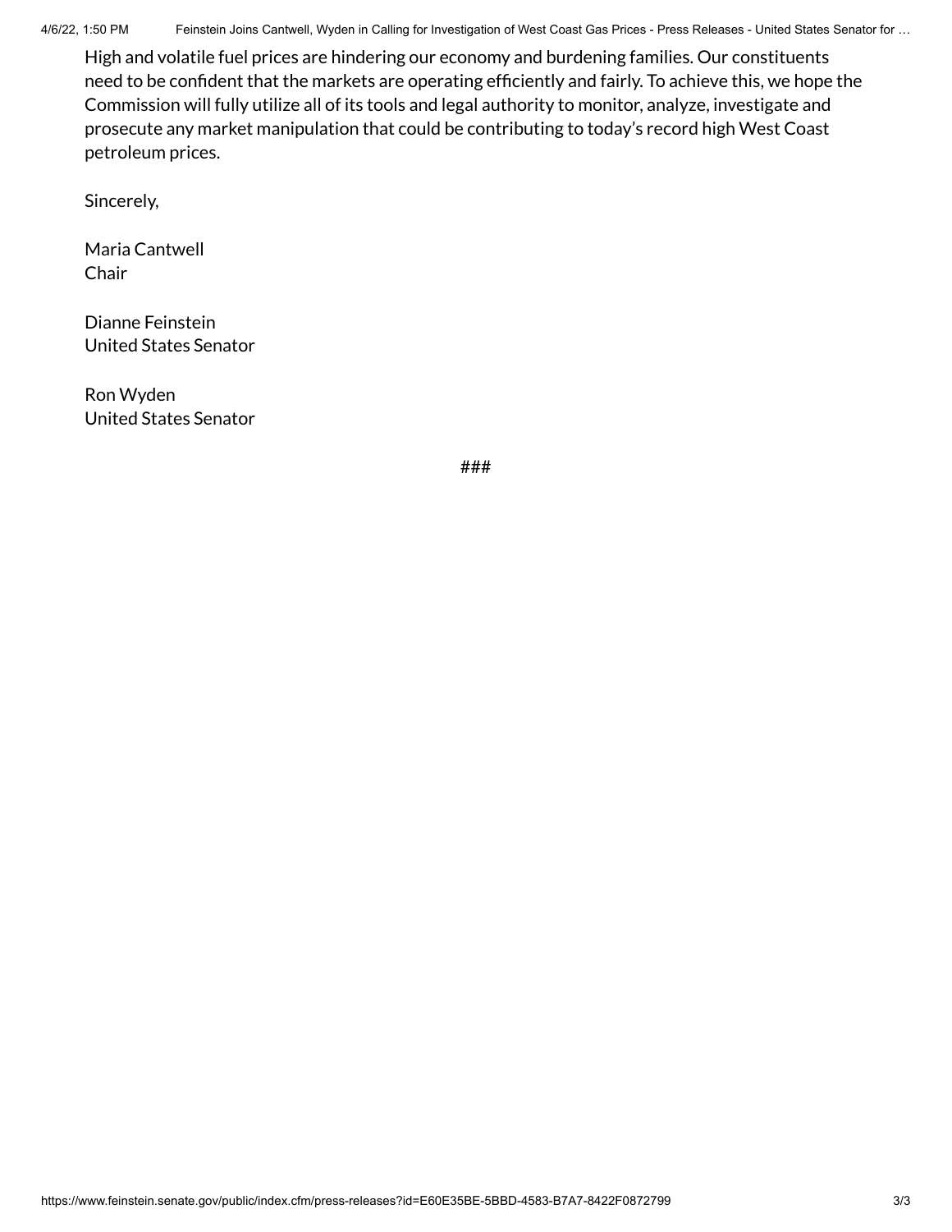High and volatile fuel prices are hindering our economy and burdening families. Our constituents need to be confident that the markets are operating efficiently and fairly. To achieve this, we hope the Commission will fully utilize all of its tools and legal authority to monitor, analyze, investigate and prosecute any market manipulation that could be contributing to today's record high West Coast petroleum prices.

Sincerely,

Maria Cantwell
Chair

Dianne Feinstein
United States Senator

Ron Wyden
United States Senator

###